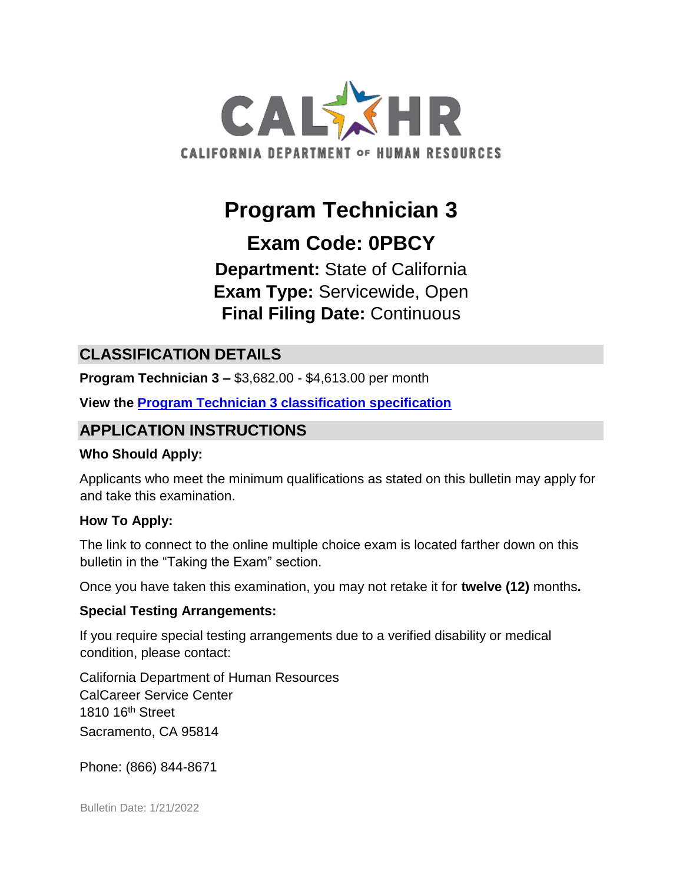CALHR

CALIFORNIA DEPARTMENT OF HUMAN RESOURCES

# Program Technician 3

## Exam Code: 0PBCY

**Department:** State of California
**Exam Type:** Servicewide, Open
**Final Filing Date:** Continuous

## CLASSIFICATION DETAILS

**Program Technician 3 –** $3,682.00 - $4,613.00 per month

**View the [Program Technician 3 classification specification]()**

## APPLICATION INSTRUCTIONS

### Who Should Apply:

Applicants who meet the minimum qualifications as stated on this bulletin may apply for and take this examination.

### How To Apply:

The link to connect to the online multiple choice exam is located farther down on this bulletin in the "Taking the Exam" section.

Once you have taken this examination, you may not retake it for **twelve (12)** months**.**

### Special Testing Arrangements:

If you require special testing arrangements due to a verified disability or medical condition, please contact:

California Department of Human Resources
CalCareer Service Center
1810 16th Street
Sacramento, CA 95814

Phone: (866) 844-8671

Bulletin Date: 1/21/2022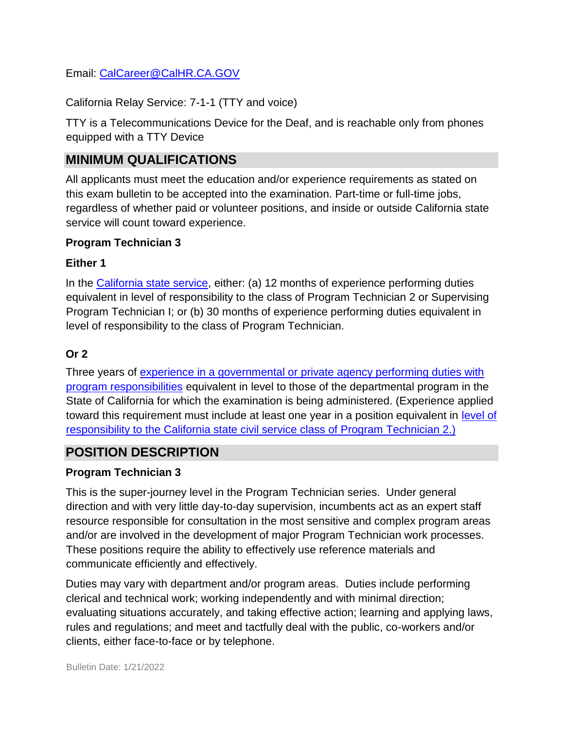Email: [CalCareer@CalHR.CA.GOV](mailto:CalCareer@CalHR.CA.GOV)

California Relay Service: 7-1-1 (TTY and voice)

TTY is a Telecommunications Device for the Deaf, and is reachable only from phones equipped with a TTY Device

## MINIMUM QUALIFICATIONS

All applicants must meet the education and/or experience requirements as stated on this exam bulletin to be accepted into the examination. Part-time or full-time jobs, regardless of whether paid or volunteer positions, and inside or outside California state service will count toward experience.

**Program Technician 3**

**Either 1**

In the California state service, either: (a) 12 months of experience performing duties equivalent in level of responsibility to the class of Program Technician 2 or Supervising Program Technician I; or (b) 30 months of experience performing duties equivalent in level of responsibility to the class of Program Technician.

**Or 2**

Three years of experience in a governmental or private agency performing duties with program responsibilities equivalent in level to those of the departmental program in the State of California for which the examination is being administered. (Experience applied toward this requirement must include at least one year in a position equivalent in level of responsibility to the California state civil service class of Program Technician 2.)

## POSITION DESCRIPTION

**Program Technician 3**

This is the super-journey level in the Program Technician series. Under general direction and with very little day-to-day supervision, incumbents act as an expert staff resource responsible for consultation in the most sensitive and complex program areas and/or are involved in the development of major Program Technician work processes. These positions require the ability to effectively use reference materials and communicate efficiently and effectively.

Duties may vary with department and/or program areas. Duties include performing clerical and technical work; working independently and with minimal direction; evaluating situations accurately, and taking effective action; learning and applying laws, rules and regulations; and meet and tactfully deal with the public, co-workers and/or clients, either face-to-face or by telephone.

Bulletin Date: 1/21/2022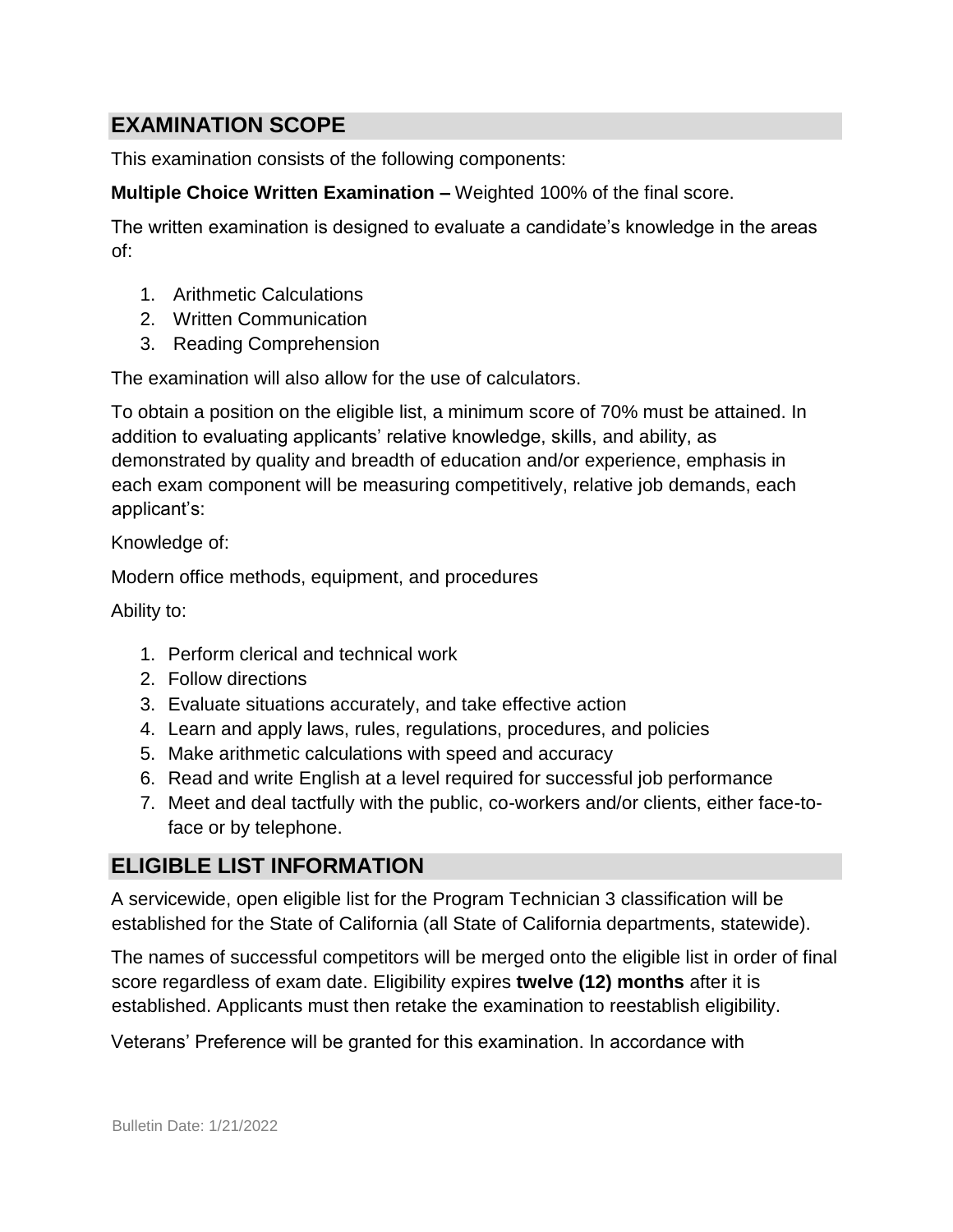## EXAMINATION SCOPE

This examination consists of the following components:

**Multiple Choice Written Examination –** Weighted 100% of the final score.

The written examination is designed to evaluate a candidate's knowledge in the areas of:

1. Arithmetic Calculations
2. Written Communication
3. Reading Comprehension

The examination will also allow for the use of calculators.

To obtain a position on the eligible list, a minimum score of 70% must be attained. In addition to evaluating applicants' relative knowledge, skills, and ability, as demonstrated by quality and breadth of education and/or experience, emphasis in each exam component will be measuring competitively, relative job demands, each applicant's:

Knowledge of:

Modern office methods, equipment, and procedures

Ability to:

1. Perform clerical and technical work
2. Follow directions
3. Evaluate situations accurately, and take effective action
4. Learn and apply laws, rules, regulations, procedures, and policies
5. Make arithmetic calculations with speed and accuracy
6. Read and write English at a level required for successful job performance
7. Meet and deal tactfully with the public, co-workers and/or clients, either face-to-face or by telephone.

## ELIGIBLE LIST INFORMATION

A servicewide, open eligible list for the Program Technician 3 classification will be established for the State of California (all State of California departments, statewide).

The names of successful competitors will be merged onto the eligible list in order of final score regardless of exam date. Eligibility expires **twelve (12) months** after it is established. Applicants must then retake the examination to reestablish eligibility.

Veterans' Preference will be granted for this examination. In accordance with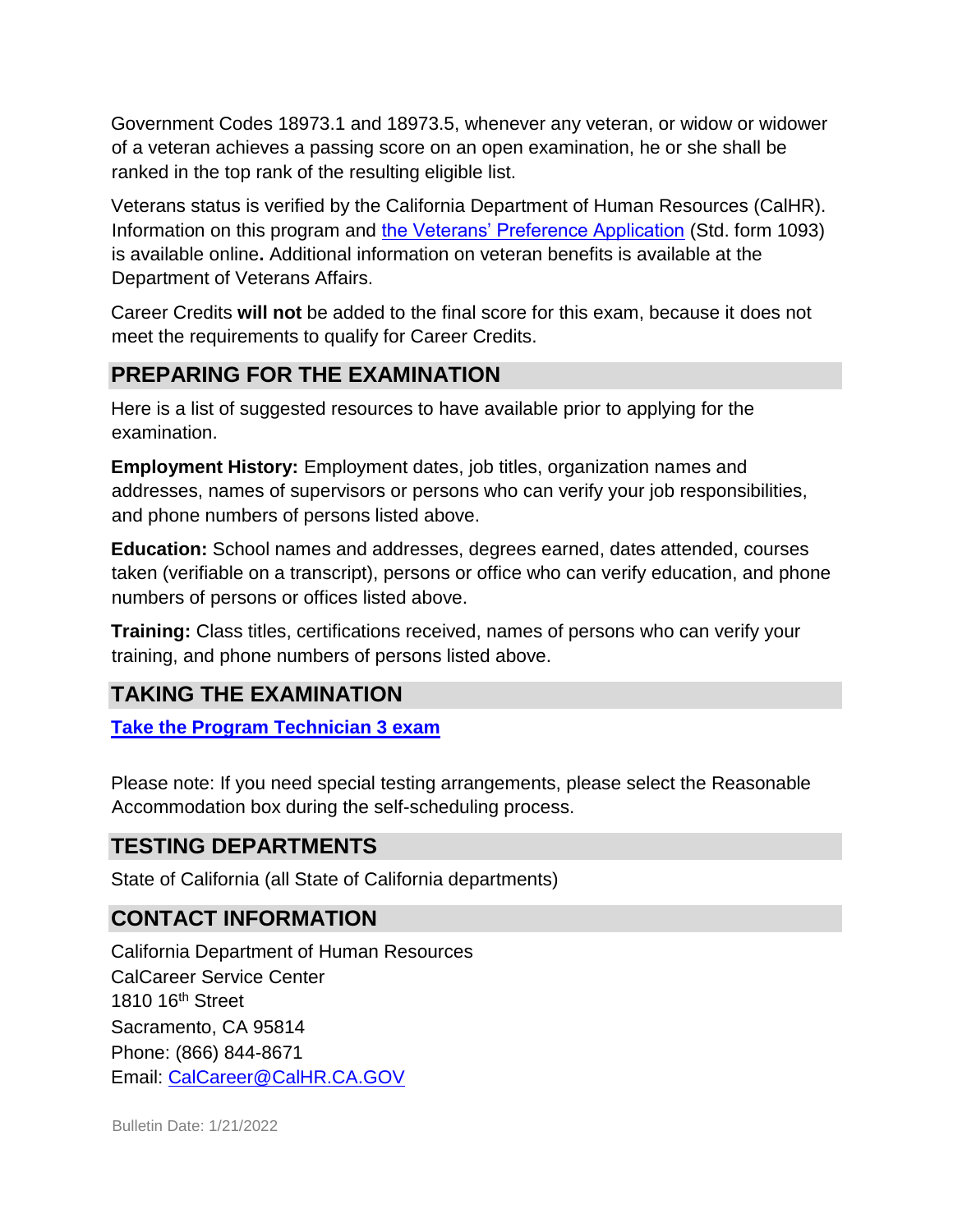Government Codes 18973.1 and 18973.5, whenever any veteran, or widow or widower of a veteran achieves a passing score on an open examination, he or she shall be ranked in the top rank of the resulting eligible list.

Veterans status is verified by the California Department of Human Resources (CalHR). Information on this program and the Veterans' Preference Application (Std. form 1093) is available online**.** Additional information on veteran benefits is available at the Department of Veterans Affairs.

Career Credits **will not** be added to the final score for this exam, because it does not meet the requirements to qualify for Career Credits.

## PREPARING FOR THE EXAMINATION

Here is a list of suggested resources to have available prior to applying for the examination.

**Employment History:** Employment dates, job titles, organization names and addresses, names of supervisors or persons who can verify your job responsibilities, and phone numbers of persons listed above.

**Education:** School names and addresses, degrees earned, dates attended, courses taken (verifiable on a transcript), persons or office who can verify education, and phone numbers of persons or offices listed above.

**Training:** Class titles, certifications received, names of persons who can verify your training, and phone numbers of persons listed above.

## TAKING THE EXAMINATION

**Take the Program Technician 3 exam**

Please note: If you need special testing arrangements, please select the Reasonable Accommodation box during the self-scheduling process.

## TESTING DEPARTMENTS

State of California (all State of California departments)

## CONTACT INFORMATION

California Department of Human Resources
CalCareer Service Center
1810 16th Street
Sacramento, CA 95814
Phone: (866) 844-8671
Email: CalCareer@CalHR.CA.GOV

Bulletin Date: 1/21/2022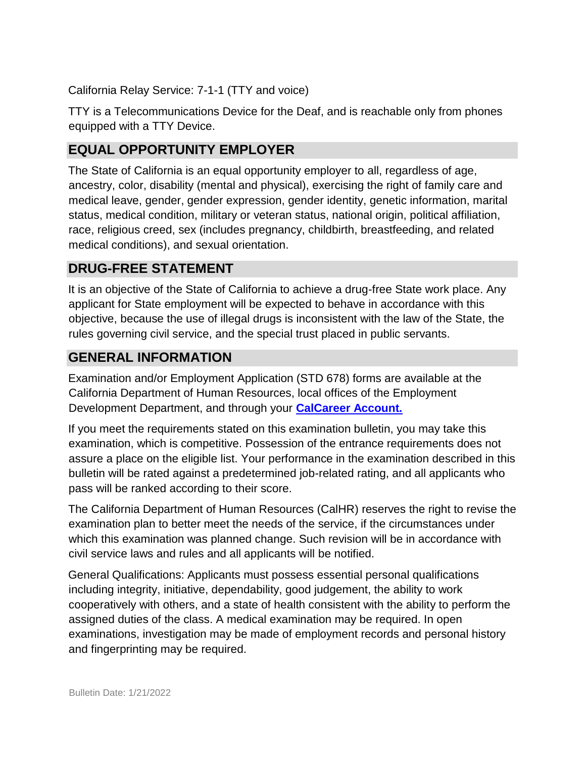California Relay Service: 7-1-1 (TTY and voice)

TTY is a Telecommunications Device for the Deaf, and is reachable only from phones equipped with a TTY Device.

## EQUAL OPPORTUNITY EMPLOYER

The State of California is an equal opportunity employer to all, regardless of age, ancestry, color, disability (mental and physical), exercising the right of family care and medical leave, gender, gender expression, gender identity, genetic information, marital status, medical condition, military or veteran status, national origin, political affiliation, race, religious creed, sex (includes pregnancy, childbirth, breastfeeding, and related medical conditions), and sexual orientation.

## DRUG-FREE STATEMENT

It is an objective of the State of California to achieve a drug-free State work place. Any applicant for State employment will be expected to behave in accordance with this objective, because the use of illegal drugs is inconsistent with the law of the State, the rules governing civil service, and the special trust placed in public servants.

## GENERAL INFORMATION

Examination and/or Employment Application (STD 678) forms are available at the California Department of Human Resources, local offices of the Employment Development Department, and through your **CalCareer Account.**

If you meet the requirements stated on this examination bulletin, you may take this examination, which is competitive. Possession of the entrance requirements does not assure a place on the eligible list. Your performance in the examination described in this bulletin will be rated against a predetermined job-related rating, and all applicants who pass will be ranked according to their score.

The California Department of Human Resources (CalHR) reserves the right to revise the examination plan to better meet the needs of the service, if the circumstances under which this examination was planned change. Such revision will be in accordance with civil service laws and rules and all applicants will be notified.

General Qualifications: Applicants must possess essential personal qualifications including integrity, initiative, dependability, good judgement, the ability to work cooperatively with others, and a state of health consistent with the ability to perform the assigned duties of the class. A medical examination may be required. In open examinations, investigation may be made of employment records and personal history and fingerprinting may be required.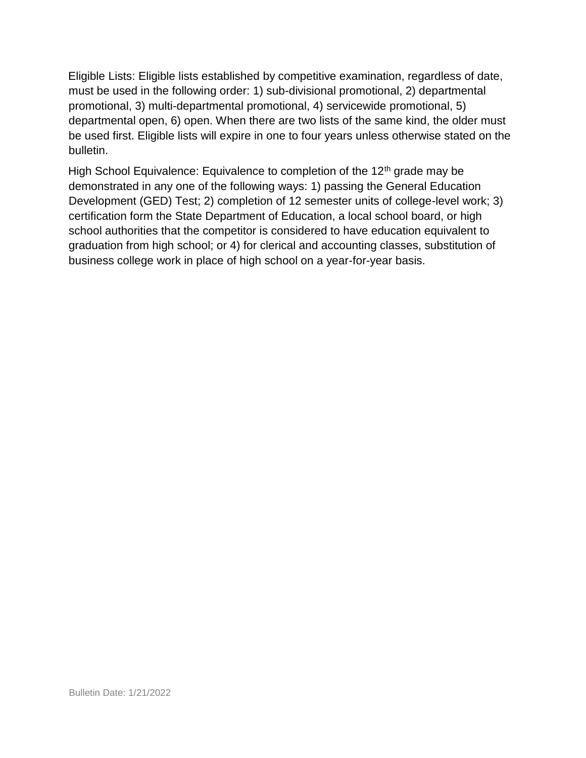Eligible Lists: Eligible lists established by competitive examination, regardless of date, must be used in the following order: 1) sub-divisional promotional, 2) departmental promotional, 3) multi-departmental promotional, 4) servicewide promotional, 5) departmental open, 6) open. When there are two lists of the same kind, the older must be used first. Eligible lists will expire in one to four years unless otherwise stated on the bulletin.

High School Equivalence: Equivalence to completion of the 12th grade may be demonstrated in any one of the following ways: 1) passing the General Education Development (GED) Test; 2) completion of 12 semester units of college-level work; 3) certification form the State Department of Education, a local school board, or high school authorities that the competitor is considered to have education equivalent to graduation from high school; or 4) for clerical and accounting classes, substitution of business college work in place of high school on a year-for-year basis.

Bulletin Date: 1/21/2022